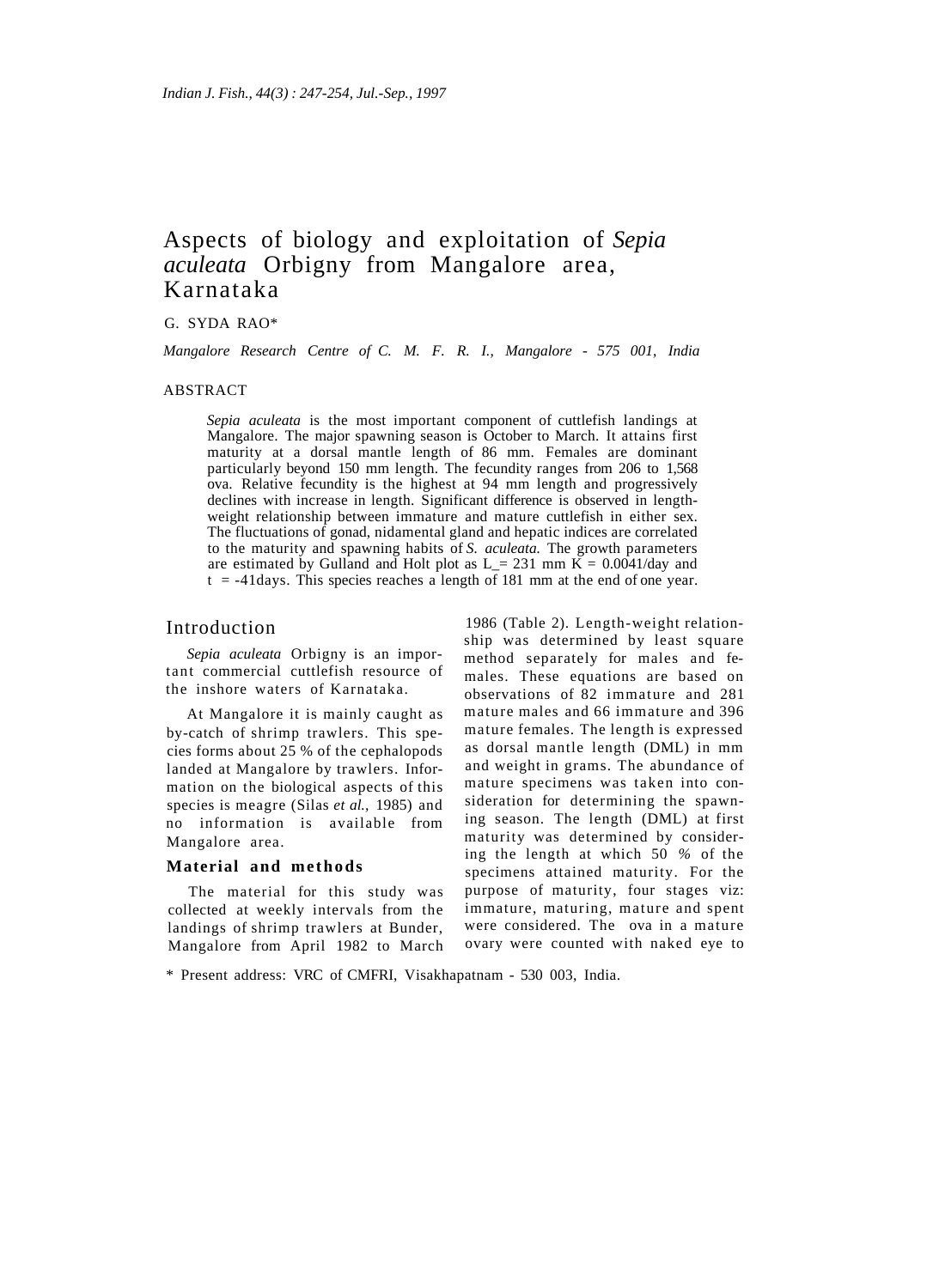# Aspects of biology and exploitation of *Sepia aculeata* Orbigny from Mangalore area, Karnataka

G. SYDA RAO*

*Mangalore Research Centre of C. M. F. R. I., Mangalore - 575 001, India*

## ABSTRACT

*Sepia aculeata* is the most important component of cuttlefish landings at Mangalore. The major spawning season is October to March. It attains first maturity at a dorsal mantle length of 86 mm. Females are dominant particularly beyond 150 mm length. The fecundity ranges from 206 to 1,568 ova. Relative fecundity is the highest at 94 mm length and progressively declines with increase in length. Significant difference is observed in length-weight relationship between immature and mature cuttlefish in either sex. The fluctuations of gonad, nidamental gland and hepatic indices are correlated to the maturity and spawning habits of *S. aculeata.* The growth parameters are estimated by Gulland and Holt plot as $L_\infty = 231$ mm $K = 0.0041$/day and $t_0 = -41$ days. This species reaches a length of 181 mm at the end of one year.

## Introduction

*Sepia aculeata* Orbigny is an important commercial cuttlefish resource of the inshore waters of Karnataka.

At Mangalore it is mainly caught as by-catch of shrimp trawlers. This species forms about 25 % of the cephalopods landed at Mangalore by trawlers. Information on the biological aspects of this species is meagre (Silas *et al.,* 1985) and no information is available from Mangalore area.

## Material and methods

The material for this study was collected at weekly intervals from the landings of shrimp trawlers at Bunder, Mangalore from April 1982 to March 1986 (Table 2). Length-weight relationship was determined by least square method separately for males and females. These equations are based on observations of 82 immature and 281 mature males and 66 immature and 396 mature females. The length is expressed as dorsal mantle length (DML) in mm and weight in grams. The abundance of mature specimens was taken into consideration for determining the spawning season. The length (DML) at first maturity was determined by considering the length at which 50 % of the specimens attained maturity. For the purpose of maturity, four stages viz: immature, maturing, mature and spent were considered. The ova in a mature ovary were counted with naked eye to

\* Present address: VRC of CMFRI, Visakhapatnam - 530 003, India.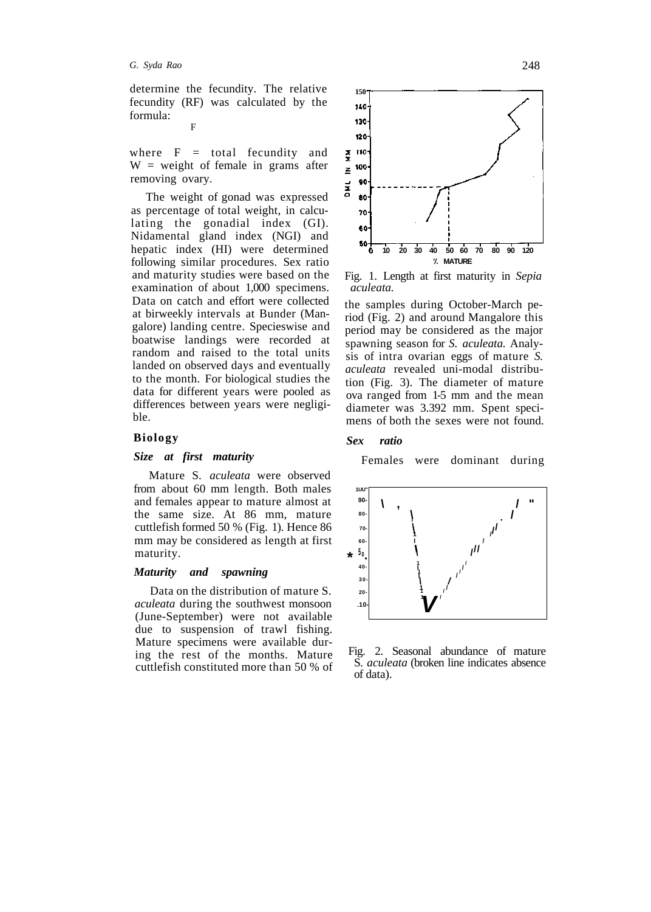determine the fecundity. The relative fecundity (RF) was calculated by the formula:

F

where F = total fecundity and W = weight of female in grams after removing ovary.

The weight of gonad was expressed as percentage of total weight, in calculating the gonadial index (GI). Nidamental gland index (NGI) and hepatic index (HI) were determined following similar procedures. Sex ratio and maturity studies were based on the examination of about 1,000 specimens. Data on catch and effort were collected at birweekly intervals at Bunder (Mangalore) landing centre. Specieswise and boatwise landings were recorded at random and raised to the total units landed on observed days and eventually to the month. For biological studies the data for different years were pooled as differences between years were negligible.

## Biology

### *Size at first maturity*

Mature S. *aculeata* were observed from about 60 mm length. Both males and females appear to mature almost at the same size. At 86 mm, mature cuttlefish formed 50 % (Fig. 1). Hence 86 mm may be considered as length at first maturity.

Fig. 1. Length at first maturity in *Sepia aculeata.*

### *Maturity and spawning*

Data on the distribution of mature S. *aculeata* during the southwest monsoon (June-September) were not available due to suspension of trawl fishing. Mature specimens were available during the rest of the months. Mature cuttlefish constituted more than 50 % of the samples during October-March period (Fig. 2) and around Mangalore this period may be considered as the major spawning season for *S. aculeata.* Analysis of intra ovarian eggs of mature *S. aculeata* revealed uni-modal distribution (Fig. 3). The diameter of mature ova ranged from 1-5 mm and the mean diameter was 3.392 mm. Spent specimens of both the sexes were not found.

### *Sex ratio*

Females were dominant during

Fig. 2. Seasonal abundance of mature S. *aculeata* (broken line indicates absence of data).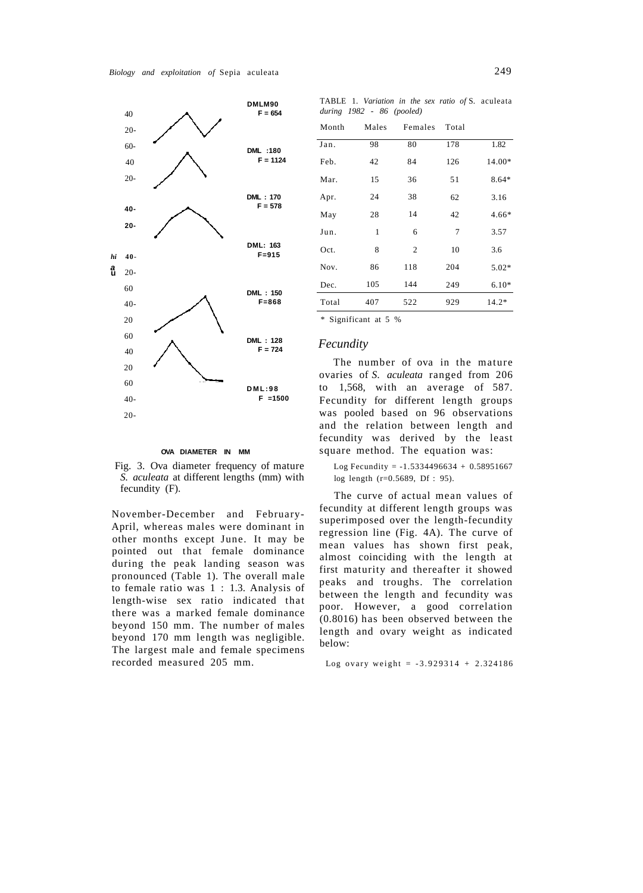Fig. 3. Ova diameter frequency of mature *S. aculeata* at different lengths (mm) with fecundity (F).

November-December and February-April, whereas males were dominant in other months except June. It may be pointed out that female dominance during the peak landing season was pronounced (Table 1). The overall male to female ratio was 1 : 1.3. Analysis of length-wise sex ratio indicated that there was a marked female dominance beyond 150 mm. The number of males beyond 170 mm length was negligible. The largest male and female specimens recorded measured 205 mm.

TABLE 1. *Variation in the sex ratio of* S. aculeata *during 1982 - 86 (pooled)*

| Month | Males | Females | Total | |
|---|---|---|---|---|
| Jan. | 98 | 80 | 178 | 1.82 |
| Feb. | 42 | 84 | 126 | 14.00* |
| Mar. | 15 | 36 | 51 | 8.64* |
| Apr. | 24 | 38 | 62 | 3.16 |
| May | 28 | 14 | 42 | 4.66* |
| Jun. | 1 | 6 | 7 | 3.57 |
| Oct. | 8 | 2 | 10 | 3.6 |
| Nov. | 86 | 118 | 204 | 5.02* |
| Dec. | 105 | 144 | 249 | 6.10* |
| Total | 407 | 522 | 929 | 14.2* |

\* Significant at 5 %

## *Fecundity*

The number of ova in the mature ovaries of *S. aculeata* ranged from 206 to 1,568, with an average of 587. Fecundity for different length groups was pooled based on 96 observations and the relation between length and fecundity was derived by the least square method. The equation was:

$$\text{Log Fecundity} = -1.5334496634 + 0.58951667 \text{ log length } (r=0.5689, \text{ Df} : 95).$$

The curve of actual mean values of fecundity at different length groups was superimposed over the length-fecundity regression line (Fig. 4A). The curve of mean values has shown first peak, almost coinciding with the length at first maturity and thereafter it showed peaks and troughs. The correlation between the length and fecundity was poor. However, a good correlation (0.8016) has been observed between the length and ovary weight as indicated below:

Log ovary weight = -3.929314 + 2.324186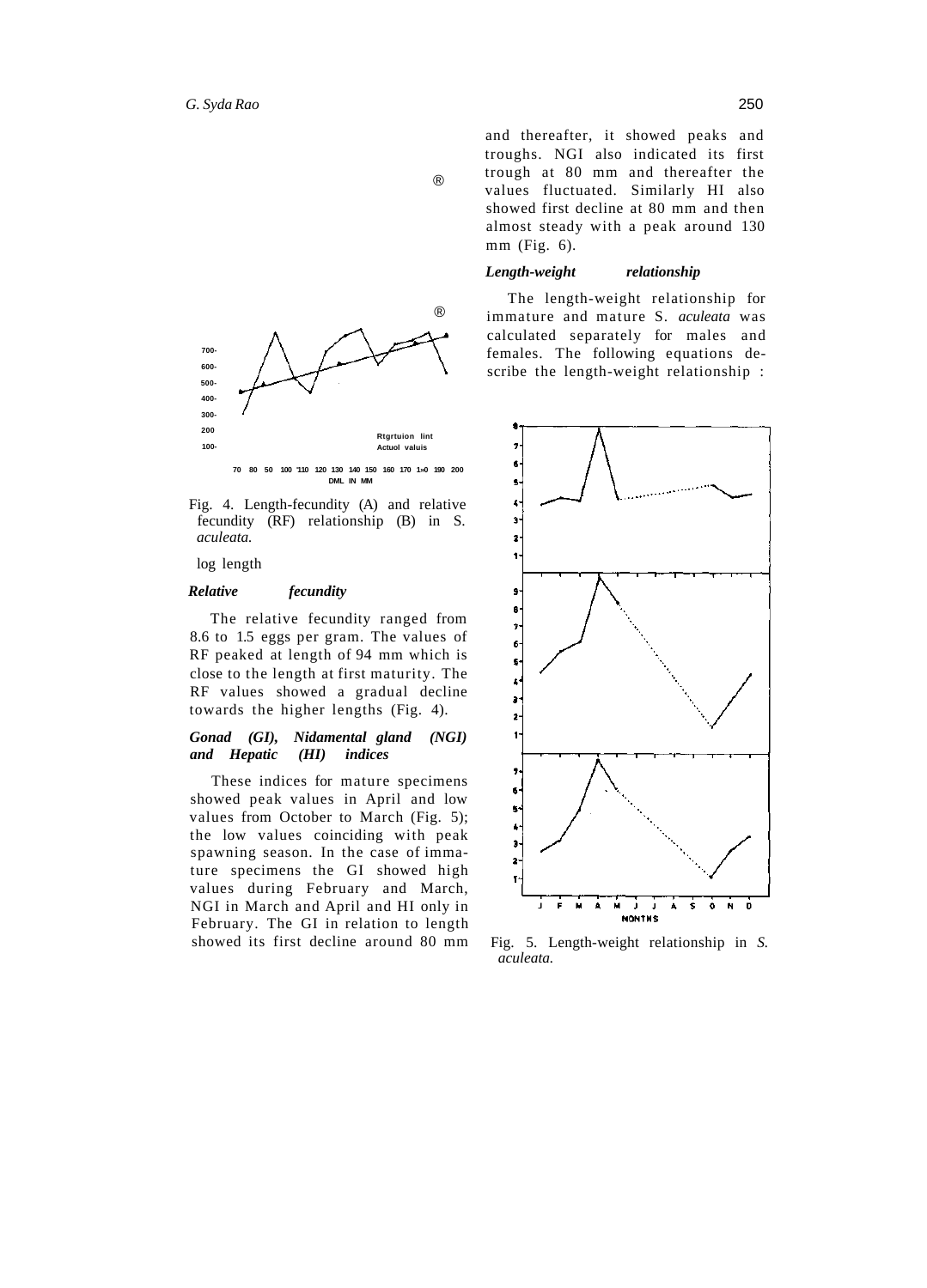Fig. 4. Length-fecundity (A) and relative fecundity (RF) relationship (B) in S. *aculeata.*

log length

### *Relative fecundity*

The relative fecundity ranged from 8.6 to 1.5 eggs per gram. The values of RF peaked at length of 94 mm which is close to the length at first maturity. The RF values showed a gradual decline towards the higher lengths (Fig. 4).

### *Gonad (GI), Nidamental gland (NGI) and Hepatic (HI) indices*

These indices for mature specimens showed peak values in April and low values from October to March (Fig. 5); the low values coinciding with peak spawning season. In the case of immature specimens the GI showed high values during February and March, NGI in March and April and HI only in February. The GI in relation to length showed its first decline around 80 mm and thereafter, it showed peaks and troughs. NGI also indicated its first trough at 80 mm and thereafter the values fluctuated. Similarly HI also showed first decline at 80 mm and then almost steady with a peak around 130 mm (Fig. 6).

### *Length-weight relationship*

The length-weight relationship for immature and mature S. *aculeata* was calculated separately for males and females. The following equations describe the length-weight relationship :

Fig. 5. Length-weight relationship in *S. aculeata.*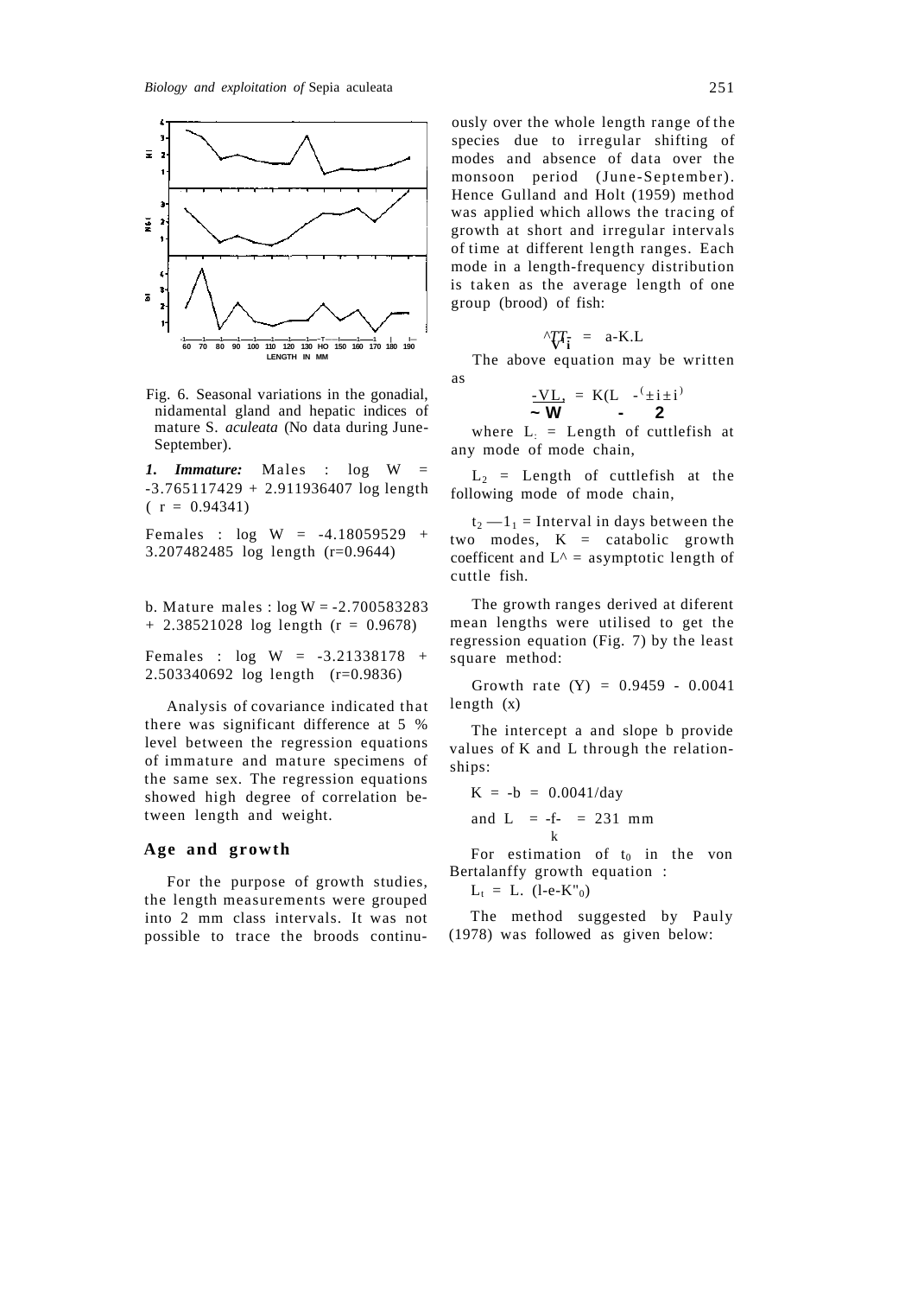Fig. 6. Seasonal variations in the gonadial, nidamental gland and hepatic indices of mature S. *aculeata* (No data during June-September).

***1. Immature:*** Males : $\log W = -3.765117429 + 2.911936407 \log \text{length}$ ($r = 0.94341$)

Females : $\log W = -4.18059529 + 3.207482485 \log \text{length}$ ($r = 0.9644$)

b. Mature males : $\log W = -2.700583283 + 2.38521028 \log \text{length}$ ($r = 0.9678$)

Females : $\log W = -3.21338178 + 2.503340692 \log \text{length}$ ($r = 0.9836$)

Analysis of covariance indicated that there was significant difference at 5 % level between the regression equations of immature and mature specimens of the same sex. The regression equations showed high degree of correlation between length and weight.

## Age and growth

For the purpose of growth studies, the length measurements were grouped into 2 mm class intervals. It was not possible to trace the broods continuously over the whole length range of the species due to irregular shifting of modes and absence of data over the monsoon period (June-September). Hence Gulland and Holt (1959) method was applied which allows the tracing of growth at short and irregular intervals of time at different length ranges. Each mode in a length-frequency distribution is taken as the average length of one group (brood) of fish:

$$\frac{\Delta L}{\Delta t} = a - K.L$$

The above equation may be written as

$$\frac{\Delta L}{\Delta t} = K\left(L_\infty - \frac{L_1 + L_2}{2}\right)$$

where $L_1$ = Length of cuttlefish at any mode of mode chain,

$L_2$ = Length of cuttlefish at the following mode of mode chain,

$t_2 - t_1$ = Interval in days between the two modes, K = catabolic growth coefficent and $L_\infty$ = asymptotic length of cuttle fish.

The growth ranges derived at diferent mean lengths were utilised to get the regression equation (Fig. 7) by the least square method:

Growth rate (Y) = 0.9459 - 0.0041 length (x)

The intercept a and slope b provide values of K and L through the relationships:

$K = -b = 0.0041/\text{day}$

and $L_\infty = \frac{a}{k} = 231$ mm

For estimation of $t_0$ in the von Bertalanffy growth equation :

$L_t = L_\infty (1 - e^{-K(t - t_0)})$

The method suggested by Pauly (1978) was followed as given below: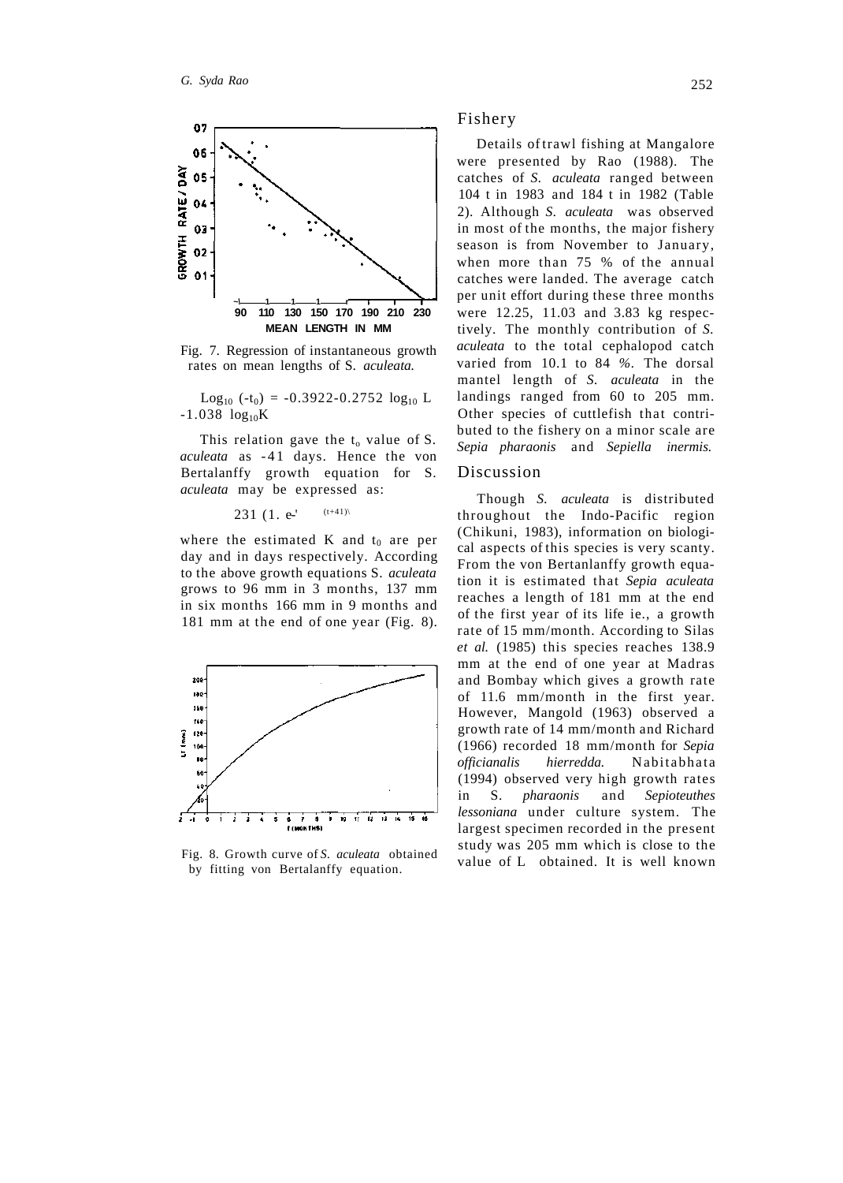Fig. 7. Regression of instantaneous growth rates on mean lengths of S. *aculeata.*

$\text{Log}_{10}(-t_0) = -0.3922 - 0.2752 \log_{10} L - 1.038 \log_{10} K$

This relation gave the $t_0$ value of S. *aculeata* as -41 days. Hence the von Bertalanffy growth equation for S. *aculeata* may be expressed as:

$$231\,(1.\ e^{-'\ (t+41)\backslash}$$

where the estimated K and $t_0$ are per day and in days respectively. According to the above growth equations S. *aculeata* grows to 96 mm in 3 months, 137 mm in six months 166 mm in 9 months and 181 mm at the end of one year (Fig. 8).

Fig. 8. Growth curve of *S. aculeata* obtained by fitting von Bertalanffy equation.

## Fishery

Details of trawl fishing at Mangalore were presented by Rao (1988). The catches of *S. aculeata* ranged between 104 t in 1983 and 184 t in 1982 (Table 2). Although *S. aculeata* was observed in most of the months, the major fishery season is from November to January, when more than 75 % of the annual catches were landed. The average catch per unit effort during these three months were 12.25, 11.03 and 3.83 kg respectively. The monthly contribution of *S. aculeata* to the total cephalopod catch varied from 10.1 to 84 %. The dorsal mantel length of *S. aculeata* in the landings ranged from 60 to 205 mm. Other species of cuttlefish that contributed to the fishery on a minor scale are *Sepia pharaonis* and *Sepiella inermis.*

## Discussion

Though *S. aculeata* is distributed throughout the Indo-Pacific region (Chikuni, 1983), information on biological aspects of this species is very scanty. From the von Bertanlanffy growth equation it is estimated that *Sepia aculeata* reaches a length of 181 mm at the end of the first year of its life ie., a growth rate of 15 mm/month. According to Silas *et al.* (1985) this species reaches 138.9 mm at the end of one year at Madras and Bombay which gives a growth rate of 11.6 mm/month in the first year. However, Mangold (1963) observed a growth rate of 14 mm/month and Richard (1966) recorded 18 mm/month for *Sepia officianalis hierredda.* Nabitabhata (1994) observed very high growth rates in S. *pharaonis* and *Sepioteuthes lessoniana* under culture system. The largest specimen recorded in the present study was 205 mm which is close to the value of L obtained. It is well known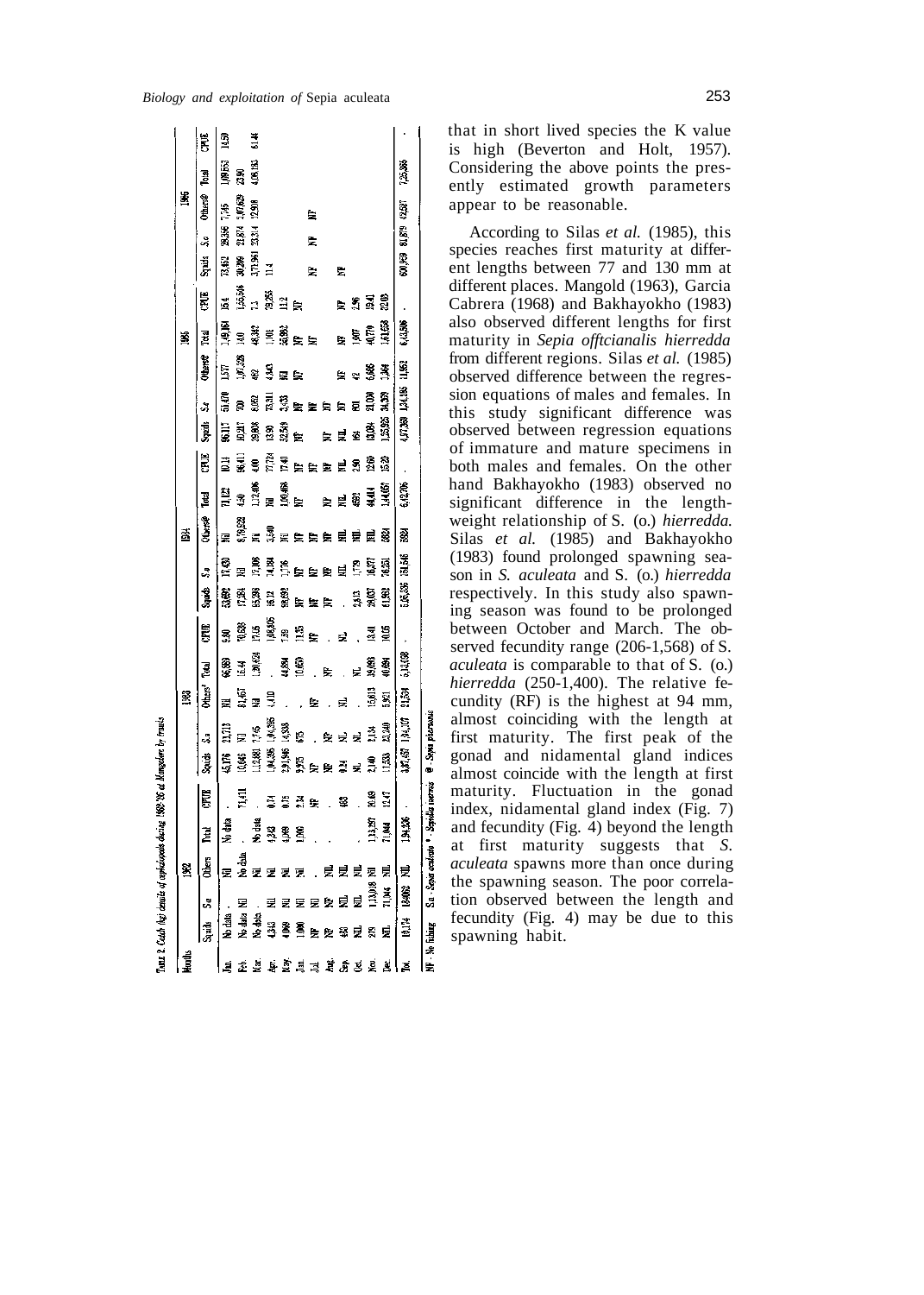TABLE 2. *Catch (kg) details of cephalopods during 1982-86 at Mangalore by trawls*

| Months | 1982 | | | | | 1983 | | | | | 1984 | | | | | 1985 | | | | | 1986 | | | | |
|---|---|---|---|---|---|---|---|---|---|---|---|---|---|---|---|---|---|---|---|---|---|---|---|---|---|
| | Squids | S.a | Others | Total | CPUE | Squids | S.a | Others* | Total | CPUE | Squids | S.a | Others@ | Total | CPUE | Squids | S.a | Others@ | Total | CPUE | Squids | S.a | Others@ | Total | CPUE |
| Jan. | No data | . | Nil | No data | . | 45,176 | 21,713 | Nil | 66,889 | 9.80 | 53,692 | 17,430 | Nil | 71,122 | 10.11 | 96,117 | 51,470 | 1,577 | 1,49,164 | 15.4 | 73,652 | 28,396 | 7,745 | 1,09,653 | 14.59 |
| Feb. | No data | Nil | No data | . | 71,411 | 10,046 | Nil | 81,467 | 15.44 | 76,638 | 17,284 | Nil | 8,78,528 | 4.50 | 96,411 | 10,217 | 700 | 1,07,328 | 1.40 | 1,55,546 | 30,099 | 21,674 | 1,07,829 | 23.90 | |
| Mar. | No data | . | Nil | No data | . | 1,13,880 | 7,746 | Nil | 1,30,628 | 17.06 | 95,398 | 17,008 | Nil | 1,12,406 | 4.00 | 39,808 | 6,052 | 492 | 46,342 | 7.3 | 3,73,961 | 33,314 | 72,908 | 4,08,183 | 61.44 |
| Apr. | 4,343 | Nil | Nil | 9,343 | 0.74 | 1,04,395 | 1,04,395 | 4,110 | . | 1,08,805 | 96.12 | 74,184 | 3,540 | Nil | 77,724 | 13.90 | 73,311 | 4,843 | 1,001 | 79,255 | 11.4 | | | | |
| May | 4,069 | Nil | Nil | 4,069 | 0.15 | 2,91,946 | 14,938 | . | 44,884 | 7.59 | 98,692 | 1,776 | Nil | 1,00,468 | 17.40 | 52,549 | 3,433 | Nil | 56,982 | 11.2 | | | | | |
| Jun. | 1,000 | Nil | Nil | 1,000 | 2.34 | 9,975 | 675 | . | 10,650 | 11.35 | NF | NF | NF | NF | NF | NF | NF | NF | NF | NF | | | | | |
| Jul. | NF | . | . | . | NF | NF | . | NF | . | NF | NF | NF | NF | NF | NF | | NF | | NF | | NF | NF | NF | | |
| Aug. | NF | NF | Nil | . | . | NF | NF | . | NF | . | NF | NF | NF | NF | NF | NF | NF | NF | NF | | | | | | |
| Sep. | 683 | Nil | Nil | . | 683 | 9.24 | Nil | . | Nil | . | 2,313 | 1,779 | Nil | 4,092 | 2.90 | Nil | NF | NF | NF | NF | NF | | | | |
| Oct. | Nil | Nil | Nil | . | . | Nil | Nil | . | Nil | . | Nil | Nil | Nil | Nil | Nil | 164 | 801 | 42 | 1,007 | 2.96 | | | | | |
| Nov. | 979 | 1,13,018 | Nil | 1,13,997 | 26.69 | 2,140 | 2,134 | 15,613 | 19,893 | 13.41 | 29,037 | 16,377 | Nil | 44,414 | 12.60 | 10,084 | 31,030 | 6,685 | 40,779 | 19.41 | | | | | |
| Dec. | Nil | 71,944 | Nil | 71,944 | 12.47 | 11,533 | 22,340 | 5,921 | 40,084 | 10.05 | 61,992 | 76,251 | 9,804 | 1,48,057 | 15.20 | 1,53,985 | 34,329 | 2,464 | 1,61,658 | 22.08 | | | | | |
| Tot. | 10,174 | 1,84,068 | NIL | 1,94,236 | . | 3,85,652 | 1,04,207 | 21,534 | 5,14,058 | . | 5,06,336 | 1,51,566 | 9,804 | 6,42,706 | . | 4,57,358 | 1,24,198 | 11,952 | 6,43,506 | . | 6,00,959 | 81,879 | 92,687 | 7,35,388 | . |

NF - No fishing S.a - *Sepia aculeata* * - *Sepiella inermis* @ - *Sepia pharaonis*

that in short lived species the K value is high (Beverton and Holt, 1957). Considering the above points the presently estimated growth parameters appear to be reasonable.

According to Silas *et al.* (1985), this species reaches first maturity at different lengths between 77 and 130 mm at different places. Mangold (1963), Garcia Cabrera (1968) and Bakhayokho (1983) also observed different lengths for first maturity in *Sepia offtcianalis hierredda* from different regions. Silas *et al.* (1985) observed difference between the regression equations of males and females. In this study significant difference was observed between regression equations of immature and mature specimens in both males and females. On the other hand Bakhayokho (1983) observed no significant difference in the length-weight relationship of S. (o.) *hierredda.* Silas *et al.* (1985) and Bakhayokho (1983) found prolonged spawning season in *S. aculeata* and S. (o.) *hierredda* respectively. In this study also spawning season was found to be prolonged between October and March. The observed fecundity range (206-1,568) of S. *aculeata* is comparable to that of S. (o.) *hierredda* (250-1,400). The relative fecundity (RF) is the highest at 94 mm, almost coinciding with the length at first maturity. The first peak of the gonad and nidamental gland indices almost coincide with the length at first maturity. Fluctuation in the gonad index, nidamental gland index (Fig. 7) and fecundity (Fig. 4) beyond the length at first maturity suggests that *S. aculeata* spawns more than once during the spawning season. The poor correlation observed between the length and fecundity (Fig. 4) may be due to this spawning habit.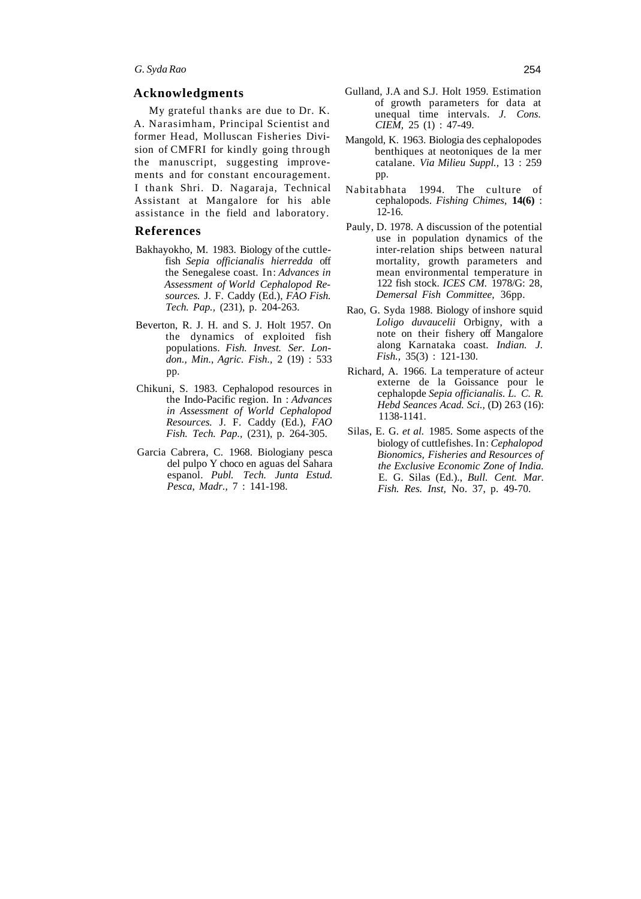## Acknowledgments

My grateful thanks are due to Dr. K. A. Narasimham, Principal Scientist and former Head, Molluscan Fisheries Division of CMFRI for kindly going through the manuscript, suggesting improvements and for constant encouragement. I thank Shri. D. Nagaraja, Technical Assistant at Mangalore for his able assistance in the field and laboratory.

## References

Bakhayokho, M. 1983. Biology of the cuttlefish *Sepia officianalis hierredda* off the Senegalese coast. In: *Advances in Assessment of World Cephalopod Resources.* J. F. Caddy (Ed.), *FAO Fish. Tech. Pap.,* (231), p. 204-263.

Beverton, R. J. H. and S. J. Holt 1957. On the dynamics of exploited fish populations. *Fish. Invest. Ser. London., Min., Agric. Fish.,* 2 (19) : 533 pp.

Chikuni, S. 1983. Cephalopod resources in the Indo-Pacific region. In : *Advances in Assessment of World Cephalopod Resources.* J. F. Caddy (Ed.), *FAO Fish. Tech. Pap.,* (231), p. 264-305.

Garcia Cabrera, C. 1968. Biologiany pesca del pulpo Y choco en aguas del Sahara espanol. *Publ. Tech. Junta Estud. Pesca, Madr.,* 7 : 141-198.

Gulland, J.A and S.J. Holt 1959. Estimation of growth parameters for data at unequal time intervals. *J. Cons. CIEM,* 25 (1) : 47-49.

Mangold, K. 1963. Biologia des cephalopodes benthiques at neotoniques de la mer catalane. *Via Milieu Suppl.,* 13 : 259 pp.

Nabitabhata 1994. The culture of cephalopods. *Fishing Chimes,* **14(6)** : 12-16.

Pauly, D. 1978. A discussion of the potential use in population dynamics of the inter-relation ships between natural mortality, growth parameters and mean environmental temperature in 122 fish stock. *ICES CM.* 1978/G: 28, *Demersal Fish Committee,* 36pp.

Rao, G. Syda 1988. Biology of inshore squid *Loligo duvaucelii* Orbigny, with a note on their fishery off Mangalore along Karnataka coast. *Indian. J. Fish.,* 35(3) : 121-130.

Richard, A. 1966. La temperature of acteur externe de la Goissance pour le cephalopde *Sepia officianalis. L. C. R. Hebd Seances Acad. Sci.,* (D) 263 (16): 1138-1141.

Silas, E. G. *et al.* 1985. Some aspects of the biology of cuttlefishes. In: *Cephalopod Bionomics, Fisheries and Resources of the Exclusive Economic Zone of India.* E. G. Silas (Ed.)., *Bull. Cent. Mar. Fish. Res. Inst,* No. 37, p. 49-70.